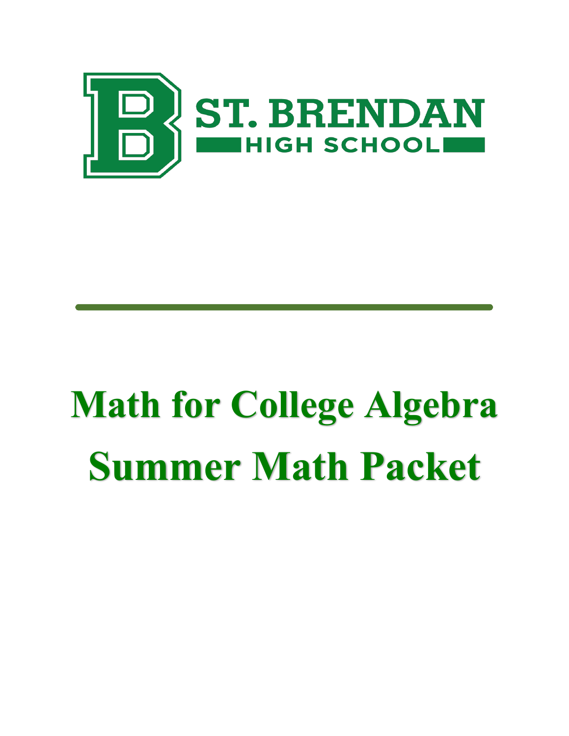ST. BRENDAN
HIGH SCHOOL

# Math for College Algebra
# Summer Math Packet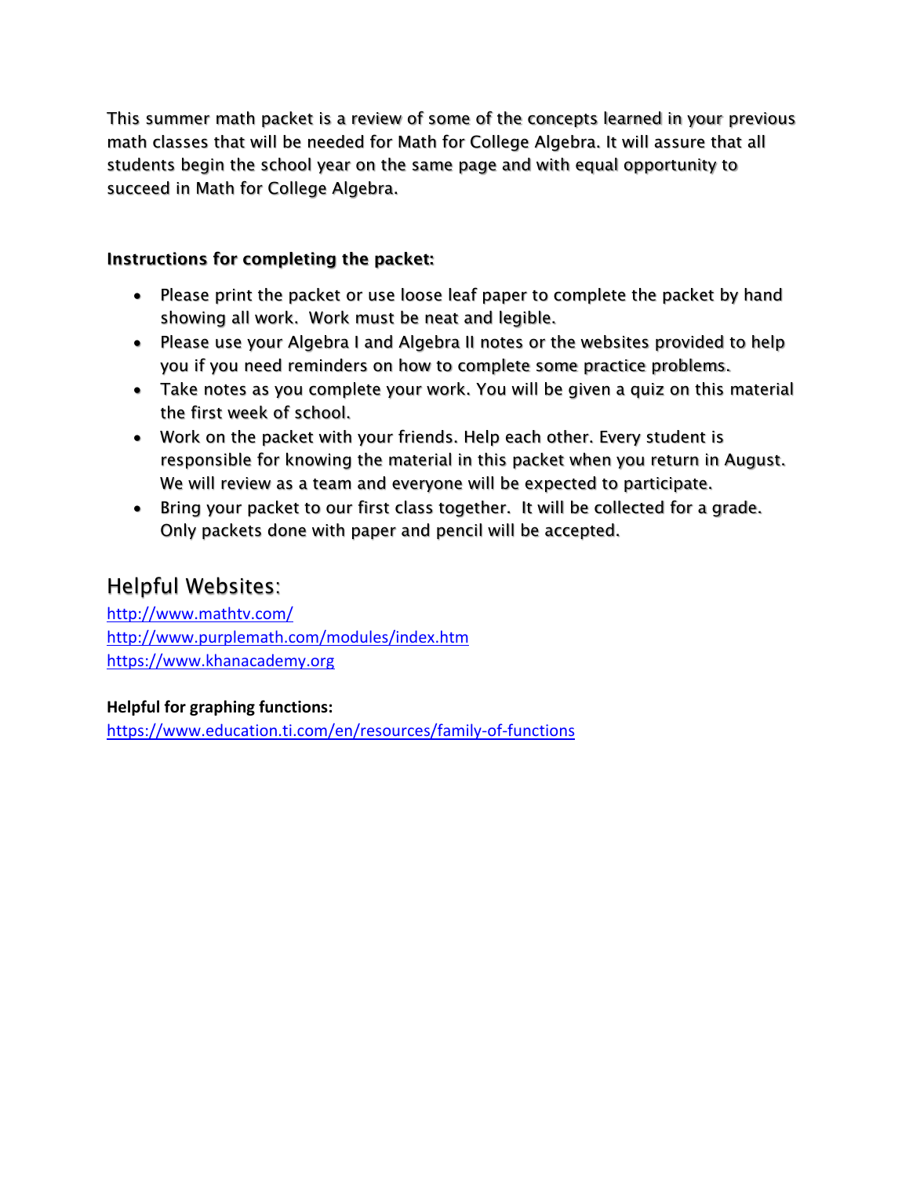This summer math packet is a review of some of the concepts learned in your previous math classes that will be needed for Math for College Algebra. It will assure that all students begin the school year on the same page and with equal opportunity to succeed in Math for College Algebra.

**Instructions for completing the packet:**

- Please print the packet or use loose leaf paper to complete the packet by hand showing all work. Work must be neat and legible.
- Please use your Algebra I and Algebra II notes or the websites provided to help you if you need reminders on how to complete some practice problems.
- Take notes as you complete your work. You will be given a quiz on this material the first week of school.
- Work on the packet with your friends. Help each other. Every student is responsible for knowing the material in this packet when you return in August. We will review as a team and everyone will be expected to participate.
- Bring your packet to our first class together. It will be collected for a grade. Only packets done with paper and pencil will be accepted.

## Helpful Websites:

http://www.mathtv.com/
http://www.purplemath.com/modules/index.htm
https://www.khanacademy.org

**Helpful for graphing functions:**
https://www.education.ti.com/en/resources/family-of-functions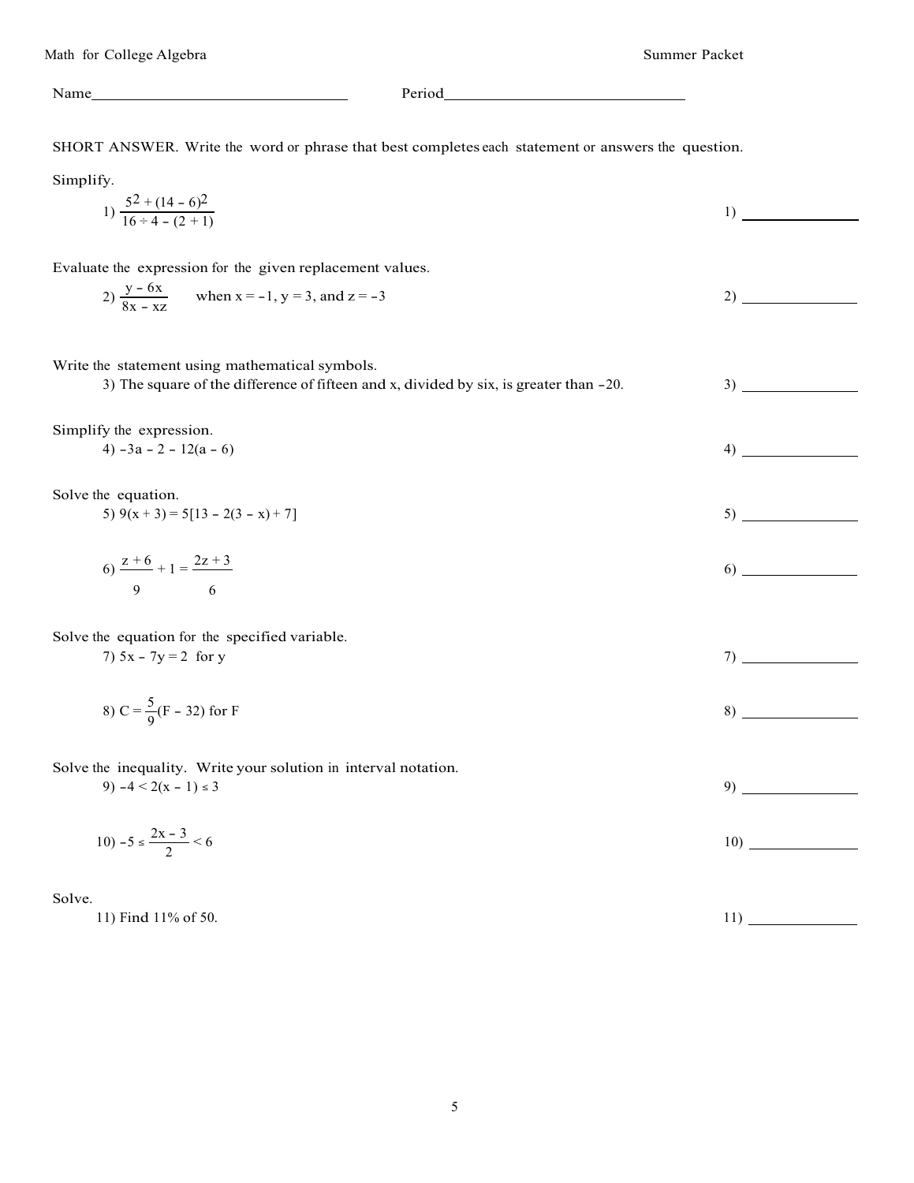Math for College Algebra | Summer Packet

Name________________________________ Period______________________________

SHORT ANSWER. Write the word or phrase that best completes each statement or answers the question.

Simplify.

1) $\dfrac{5^2 + (14 - 6)^2}{16 \div 4 - (2 + 1)}$ 1) ______________

Evaluate the expression for the given replacement values.

2) $\dfrac{y - 6x}{8x - xz}$ when $x = -1$, $y = 3$, and $z = -3$ 2) ______________

Write the statement using mathematical symbols.

3) The square of the difference of fifteen and x, divided by six, is greater than -20. 3) ______________

Simplify the expression.

4) $-3a - 2 - 12(a - 6)$ 4) ______________

Solve the equation.

5) $9(x + 3) = 5[13 - 2(3 - x) + 7]$ 5) ______________

6) $\dfrac{z + 6}{9} + 1 = \dfrac{2z + 3}{6}$ 6) ______________

Solve the equation for the specified variable.

7) $5x - 7y = 2$ for y 7) ______________

8) $C = \dfrac{5}{9}(F - 32)$ for F 8) ______________

Solve the inequality. Write your solution in interval notation.

9) $-4 < 2(x - 1) \le 3$ 9) ______________

10) $-5 \le \dfrac{2x - 3}{2} < 6$ 10) ______________

Solve.

11) Find 11% of 50. 11) ______________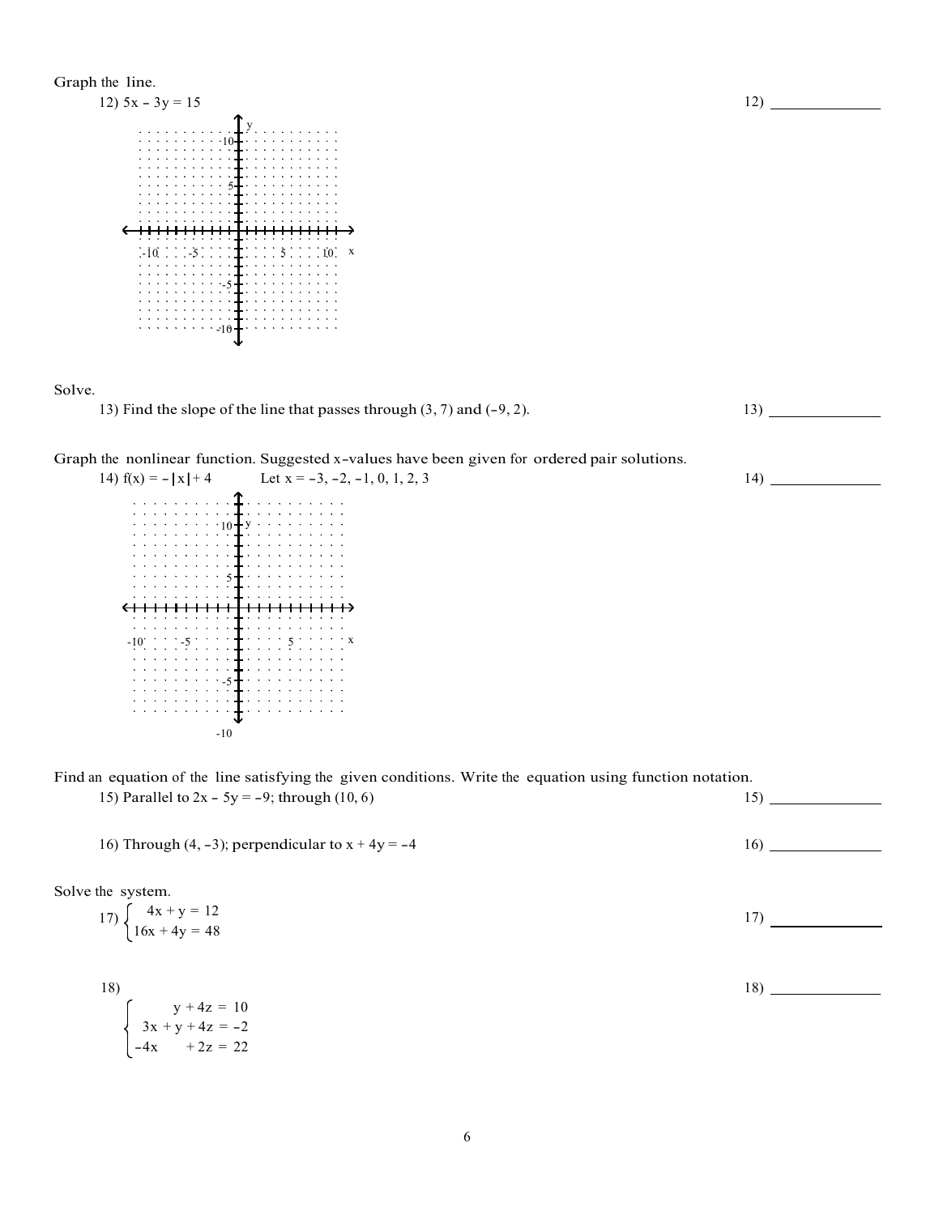Graph the line.

12) $5x - 3y = 15$

12) ______________

Solve.

13) Find the slope of the line that passes through $(3, 7)$ and $(-9, 2)$.

13) ______________

Graph the nonlinear function. Suggested x-values have been given for ordered pair solutions.

14) $f(x) = -|x| + 4$ Let $x = -3, -2, -1, 0, 1, 2, 3$

14) ______________

Find an equation of the line satisfying the given conditions. Write the equation using function notation.

15) Parallel to $2x - 5y = -9$; through $(10, 6)$

15) ______________

16) Through $(4, -3)$; perpendicular to $x + 4y = -4$

16) ______________

Solve the system.

17) $\begin{cases} 4x + y = 12 \\ 16x + 4y = 48 \end{cases}$

17) ______________

18) $\begin{cases} y + 4z = 10 \\ 3x + y + 4z = -2 \\ -4x + 2z = 22 \end{cases}$

18) ______________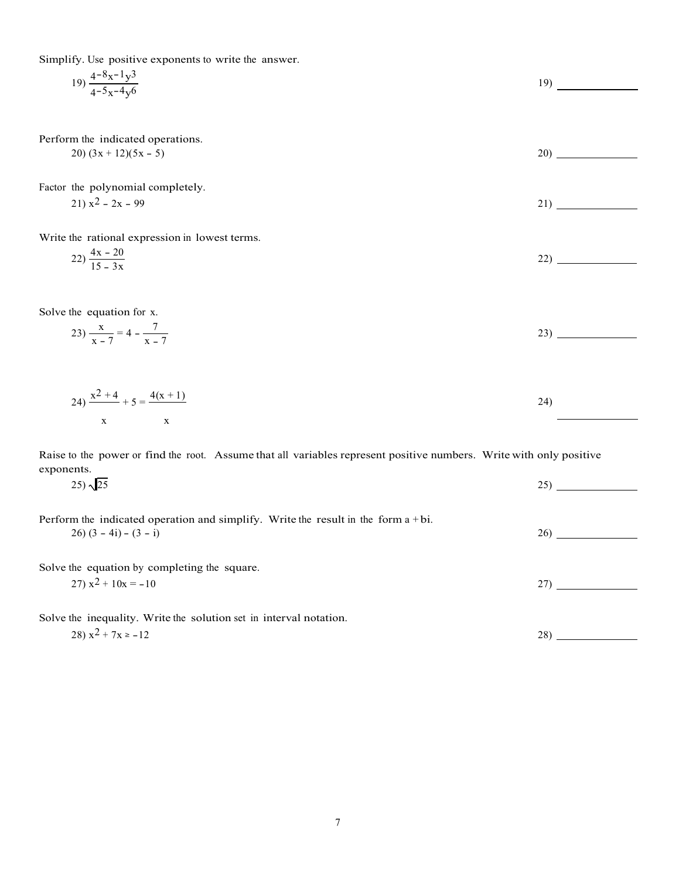Simplify. Use positive exponents to write the answer.

19) $\dfrac{4^{-8}x^{-1}y^{3}}{4^{-5}x^{-4}y^{6}}$ 19) ____________

Perform the indicated operations.

20) $(3x + 12)(5x - 5)$ 20) ____________

Factor the polynomial completely.

21) $x^2 - 2x - 99$ 21) ____________

Write the rational expression in lowest terms.

22) $\dfrac{4x - 20}{15 - 3x}$ 22) ____________

Solve the equation for x.

23) $\dfrac{x}{x - 7} = 4 - \dfrac{7}{x - 7}$ 23) ____________

24) $\dfrac{x^2 + 4}{x} + 5 = \dfrac{4(x + 1)}{x}$ 24) ____________

Raise to the power or find the root. Assume that all variables represent positive numbers. Write with only positive exponents.

25) $\sqrt{25}$ 25) ____________

Perform the indicated operation and simplify. Write the result in the form $a + bi$.

26) $(3 - 4i) - (3 - i)$ 26) ____________

Solve the equation by completing the square.

27) $x^2 + 10x = -10$ 27) ____________

Solve the inequality. Write the solution set in interval notation.

28) $x^2 + 7x \geq -12$ 28) ____________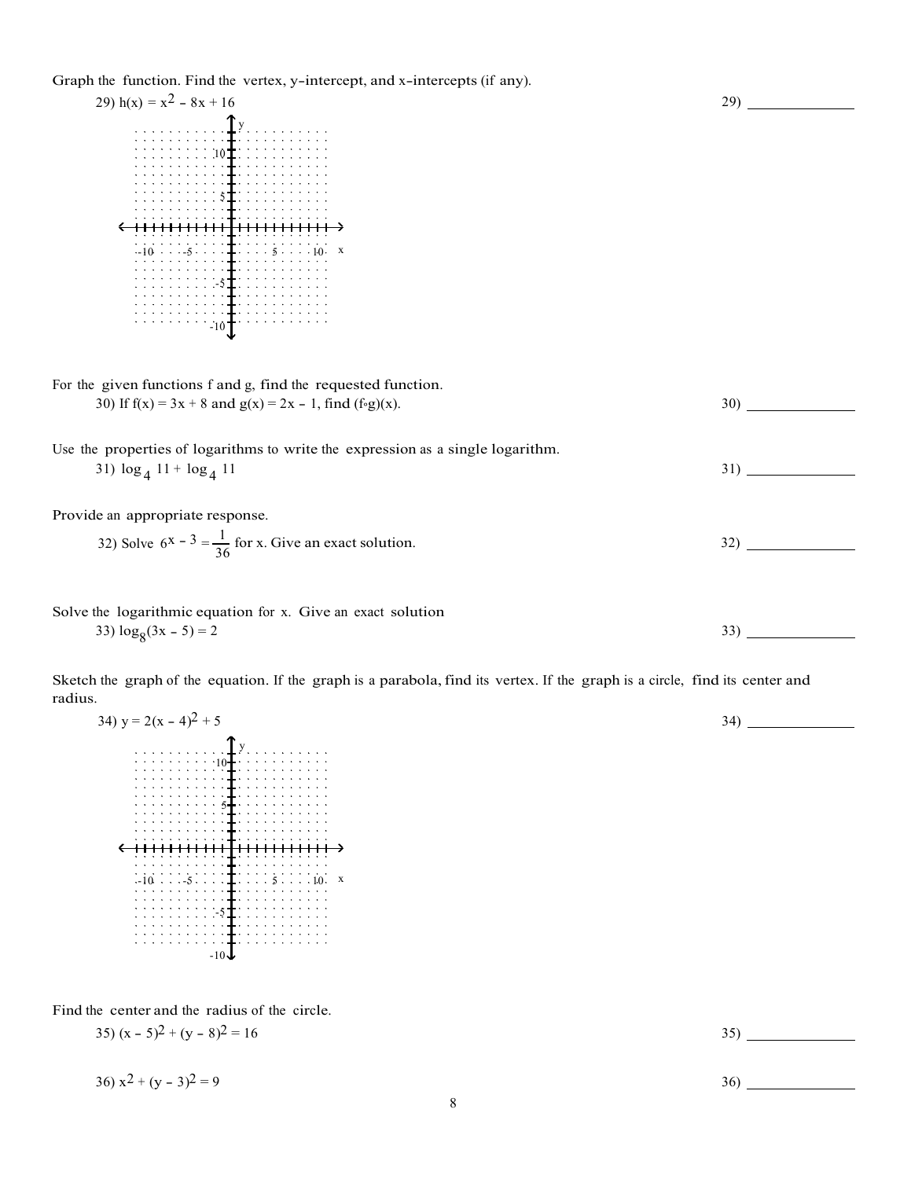Graph the function. Find the vertex, y-intercept, and x-intercepts (if any).

29) $h(x) = x^2 - 8x + 16$

29) ______________

For the given functions f and g, find the requested function.

30) If $f(x) = 3x + 8$ and $g(x) = 2x - 1$, find $(f \circ g)(x)$.

30) ______________

Use the properties of logarithms to write the expression as a single logarithm.

31) $\log_4 11 + \log_4 11$

31) ______________

Provide an appropriate response.

32) Solve $6^{x - 3} = \frac{1}{36}$ for x. Give an exact solution.

32) ______________

Solve the logarithmic equation for x. Give an exact solution

33) $\log_8(3x - 5) = 2$

33) ______________

Sketch the graph of the equation. If the graph is a parabola, find its vertex. If the graph is a circle, find its center and radius.

34) $y = 2(x - 4)^2 + 5$

34) ______________

Find the center and the radius of the circle.

35) $(x - 5)^2 + (y - 8)^2 = 16$

35) ______________

36) $x^2 + (y - 3)^2 = 9$

36) ______________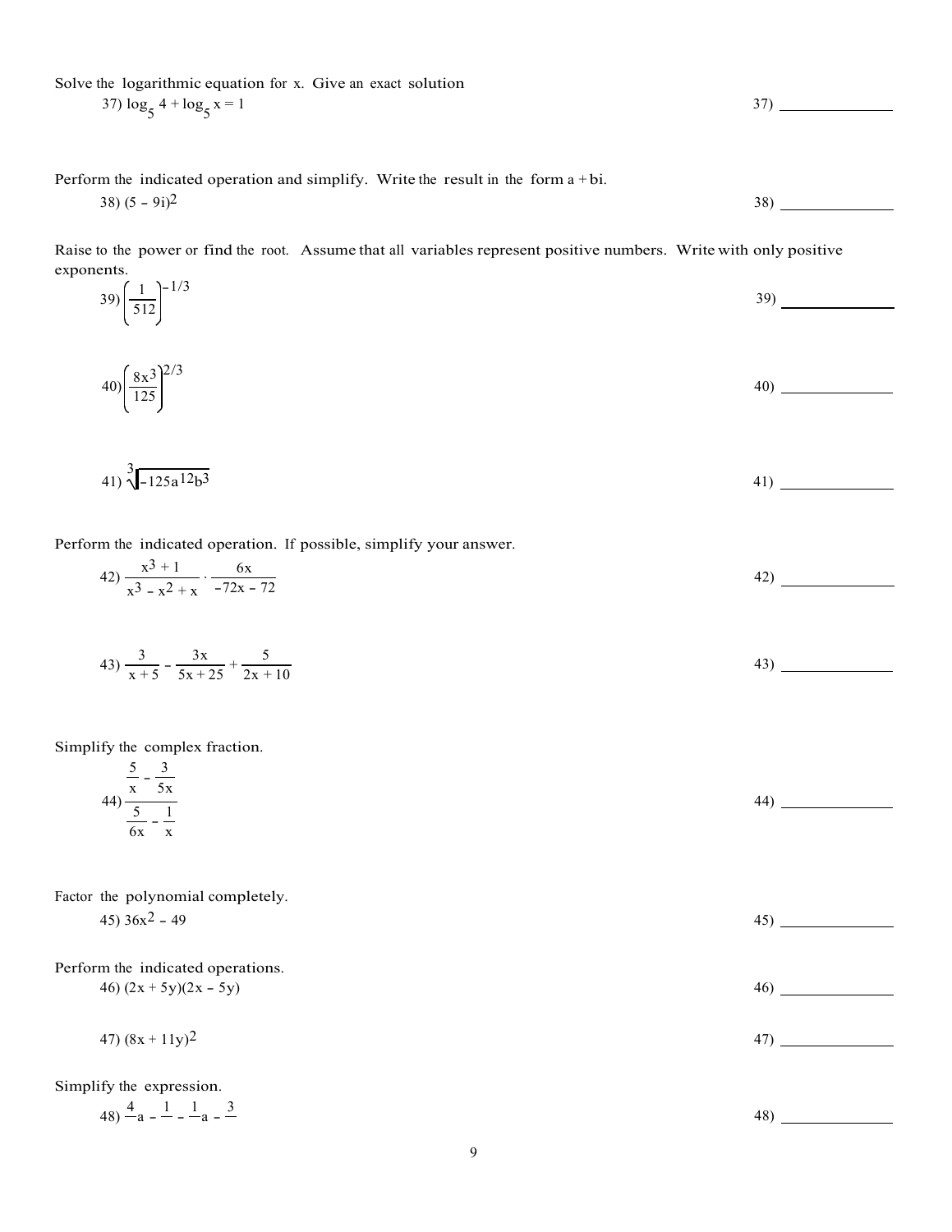Solve the logarithmic equation for x. Give an exact solution

37) $\log_5 4 + \log_5 x = 1$ 37) ______________

Perform the indicated operation and simplify. Write the result in the form a + bi.

38) $(5 - 9i)^2$ 38) ______________

Raise to the power or find the root. Assume that all variables represent positive numbers. Write with only positive exponents.

39) $\left(\dfrac{1}{512}\right)^{-1/3}$ 39) ______________

40) $\left(\dfrac{8x^3}{125}\right)^{2/3}$ 40) ______________

41) $\sqrt[3]{-125a^{12}b^3}$ 41) ______________

Perform the indicated operation. If possible, simplify your answer.

42) $\dfrac{x^3 + 1}{x^3 - x^2 + x} \cdot \dfrac{6x}{-72x - 72}$ 42) ______________

43) $\dfrac{3}{x + 5} - \dfrac{3x}{5x + 25} + \dfrac{5}{2x + 10}$ 43) ______________

Simplify the complex fraction.

44) $\dfrac{\dfrac{5}{x} - \dfrac{3}{5x}}{\dfrac{5}{6x} - \dfrac{1}{x}}$ 44) ______________

Factor the polynomial completely.

45) $36x^2 - 49$ 45) ______________

Perform the indicated operations.

46) $(2x + 5y)(2x - 5y)$ 46) ______________

47) $(8x + 11y)^2$ 47) ______________

Simplify the expression.

48) $\frac{4}{}a - \frac{1}{} - \frac{1}{}a - \frac{3}{}$ 48) ______________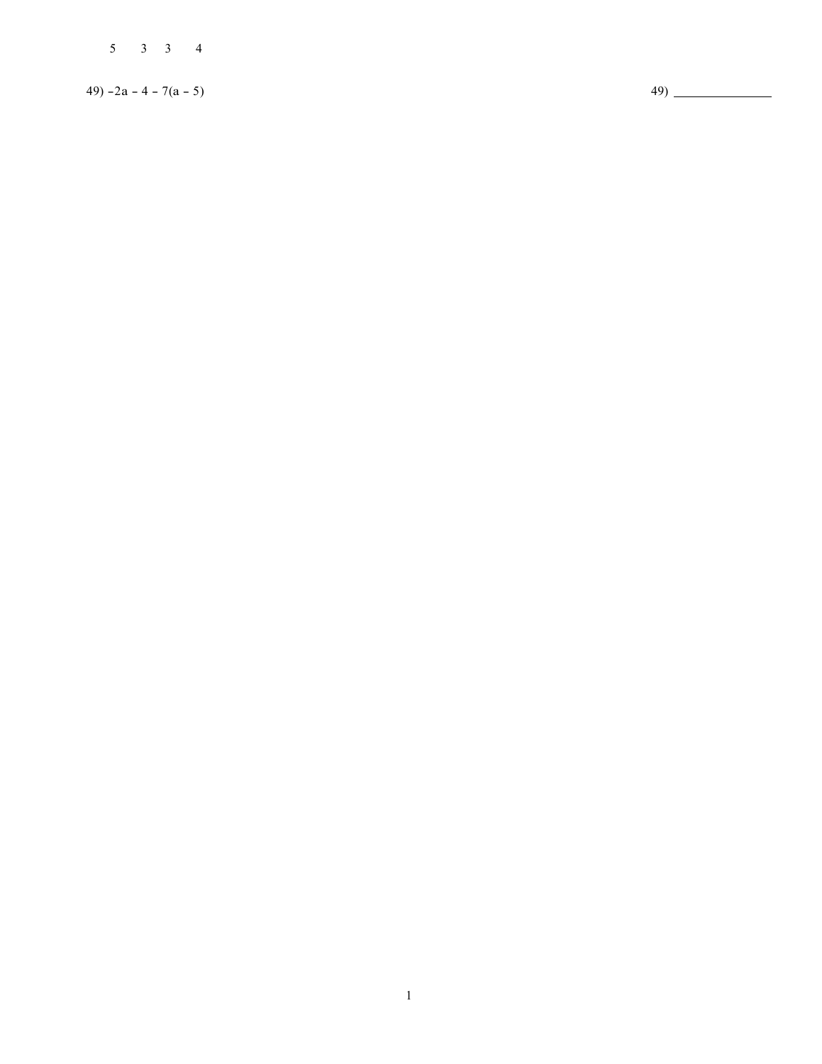5 3 3 4

49) $-2a - 4 - 7(a - 5)$

49) ______________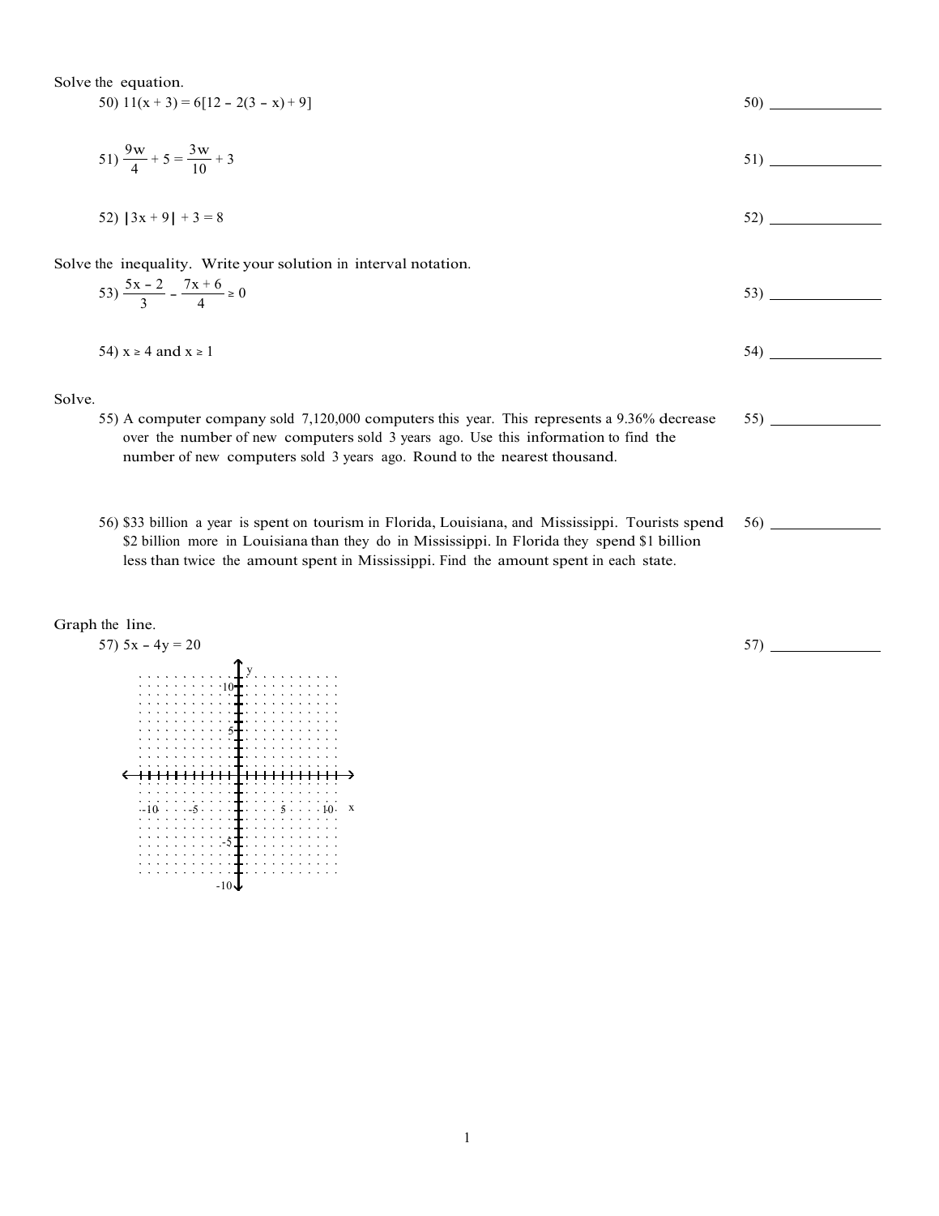Solve the equation.

50) $11(x + 3) = 6[12 - 2(3 - x) + 9]$ 50) _______________

51) $\frac{9w}{4} + 5 = \frac{3w}{10} + 3$ 51) _______________

52) $|3x + 9| + 3 = 8$ 52) _______________

Solve the inequality. Write your solution in interval notation.

53) $\frac{5x - 2}{3} - \frac{7x + 6}{4} \geq 0$ 53) _______________

54) $x \geq 4$ and $x \geq 1$ 54) _______________

Solve.

55) A computer company sold 7,120,000 computers this year. This represents a 9.36% decrease over the number of new computers sold 3 years ago. Use this information to find the number of new computers sold 3 years ago. Round to the nearest thousand. 55) _______________

56) $33 billion a year is spent on tourism in Florida, Louisiana, and Mississippi. Tourists spend $2 billion more in Louisiana than they do in Mississippi. In Florida they spend $1 billion less than twice the amount spent in Mississippi. Find the amount spent in each state. 56) _______________

Graph the line.

57) $5x - 4y = 20$ 57) _______________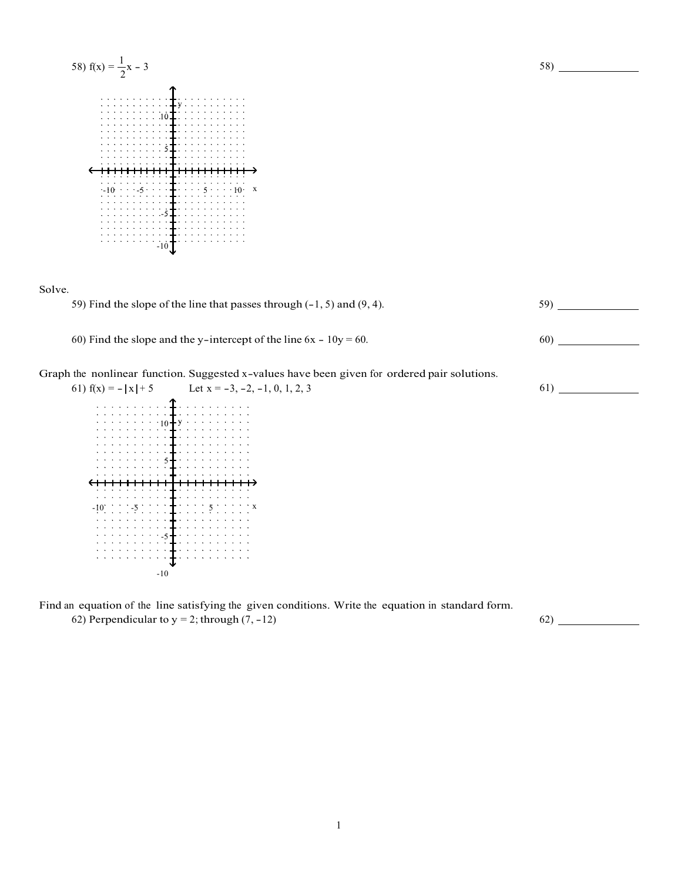58) $f(x) = \frac{1}{2}x - 3$

58) ______________

Solve.

59) Find the slope of the line that passes through $(-1, 5)$ and $(9, 4)$.

59) ______________

60) Find the slope and the y-intercept of the line $6x - 10y = 60$.

60) ______________

Graph the nonlinear function. Suggested x-values have been given for ordered pair solutions.

61) $f(x) = -|x| + 5$ Let $x = -3, -2, -1, 0, 1, 2, 3$

61) ______________

Find an equation of the line satisfying the given conditions. Write the equation in standard form.

62) Perpendicular to $y = 2$; through $(7, -12)$

62) ______________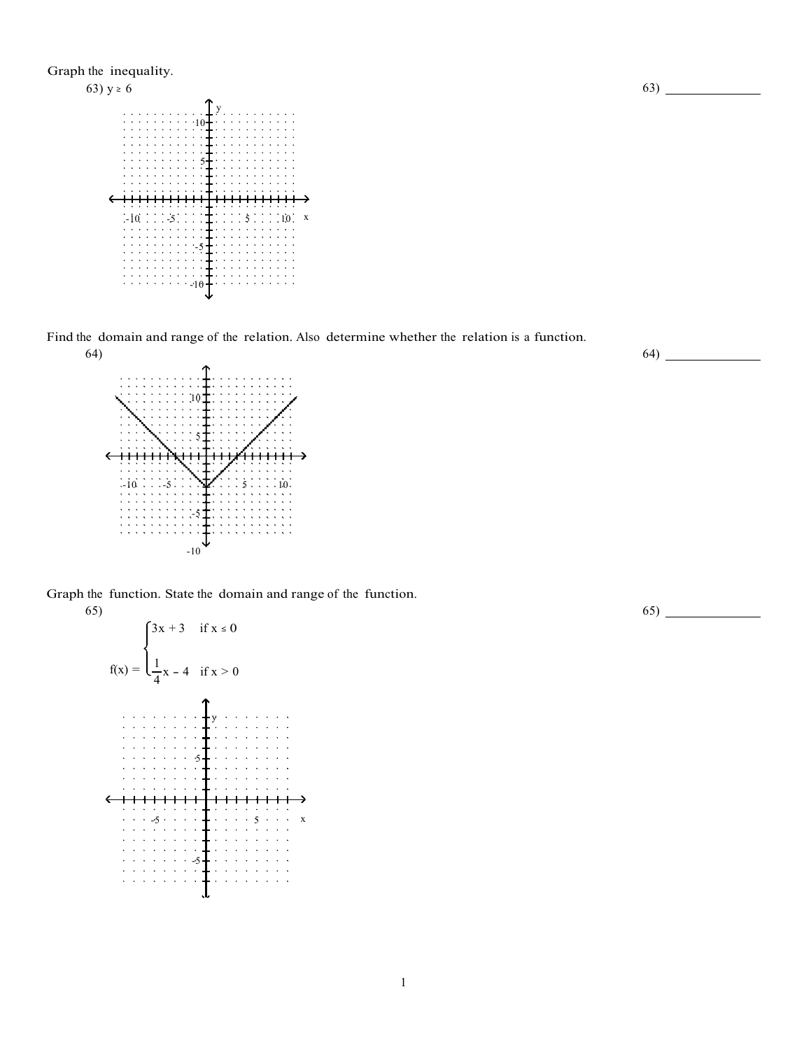Graph the inequality.

63) $y \geq 6$

63) ____________

Find the domain and range of the relation. Also determine whether the relation is a function.

64)

64) ____________

Graph the function. State the domain and range of the function.

65)

$$f(x) = \begin{cases} 3x + 3 & \text{if } x \leq 0 \\ \frac{1}{4}x - 4 & \text{if } x > 0 \end{cases}$$

65) ____________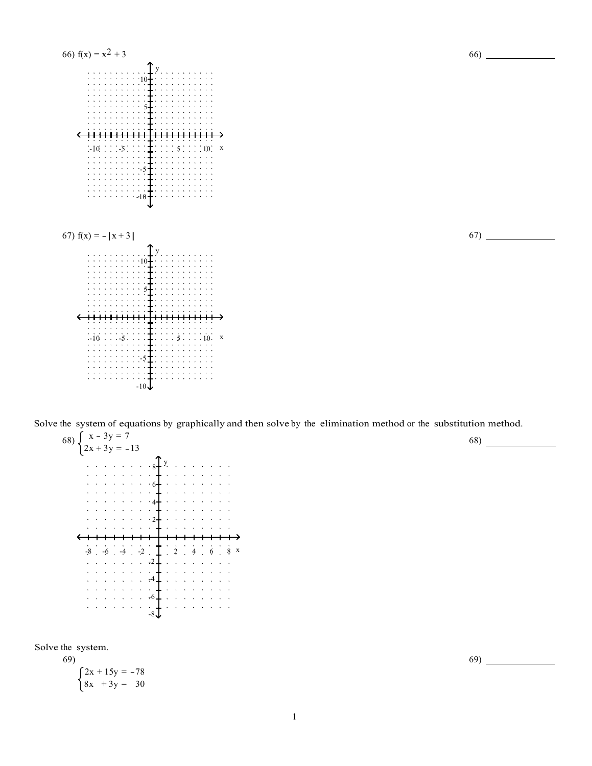66) $f(x) = x^2 + 3$

66) ______________

67) $f(x) = -|x + 3|$

67) ______________

Solve the system of equations by graphically and then solve by the elimination method or the substitution method.

68) $\begin{cases} x - 3y = 7 \\ 2x + 3y = -13 \end{cases}$

68) ______________

Solve the system.

69)

$\begin{cases} 2x + 15y = -78 \\ 8x + 3y = 30 \end{cases}$

69) ______________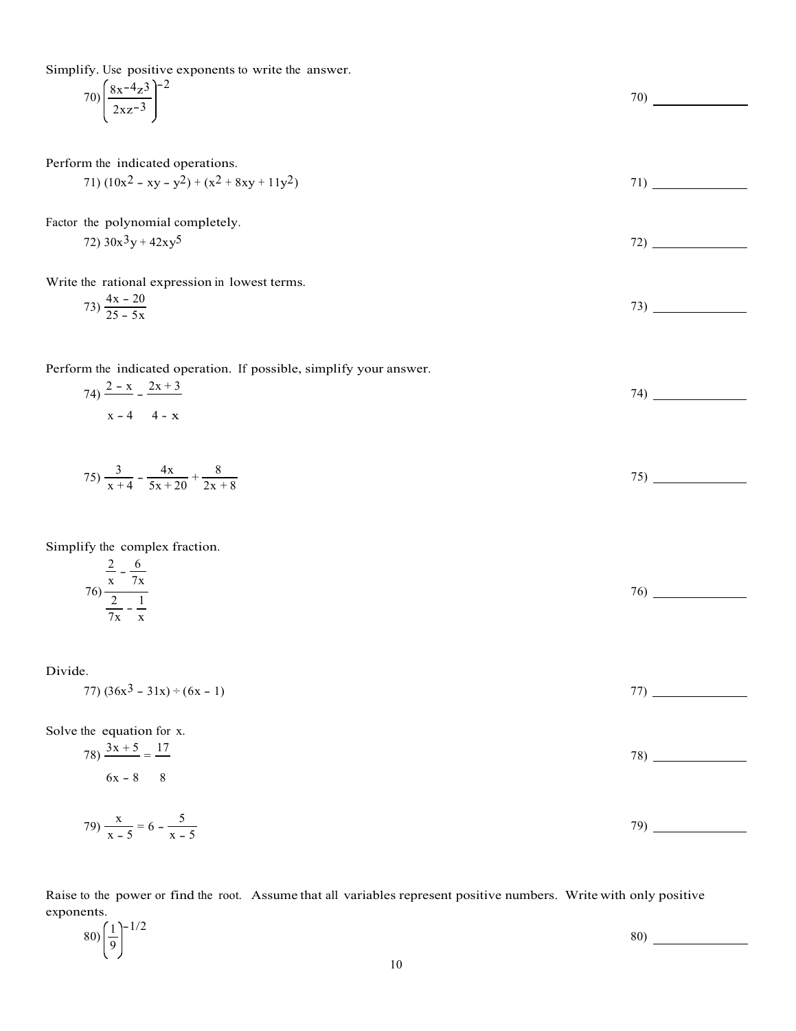Simplify. Use positive exponents to write the answer.

70) $\left(\dfrac{8x^{-4}z^{3}}{2xz^{-3}}\right)^{-2}$ 70) ____________

Perform the indicated operations.

71) $(10x^2 - xy - y^2) + (x^2 + 8xy + 11y^2)$ 71) ____________

Factor the polynomial completely.

72) $30x^3y + 42xy^5$ 72) ____________

Write the rational expression in lowest terms.

73) $\dfrac{4x - 20}{25 - 5x}$ 73) ____________

Perform the indicated operation. If possible, simplify your answer.

74) $\dfrac{2 - x}{x - 4} - \dfrac{2x + 3}{4 - x}$ 74) ____________

75) $\dfrac{3}{x + 4} - \dfrac{4x}{5x + 20} + \dfrac{8}{2x + 8}$ 75) ____________

Simplify the complex fraction.

76) $\dfrac{\dfrac{2}{x} - \dfrac{6}{7x}}{\dfrac{2}{7x} - \dfrac{1}{x}}$ 76) ____________

Divide.

77) $(36x^3 - 31x) \div (6x - 1)$ 77) ____________

Solve the equation for x.

78) $\dfrac{3x + 5}{6x - 8} = \dfrac{17}{8}$ 78) ____________

79) $\dfrac{x}{x - 5} = 6 - \dfrac{5}{x - 5}$ 79) ____________

Raise to the power or find the root. Assume that all variables represent positive numbers. Write with only positive exponents.

80) $\left(\dfrac{1}{9}\right)^{-1/2}$ 80) ____________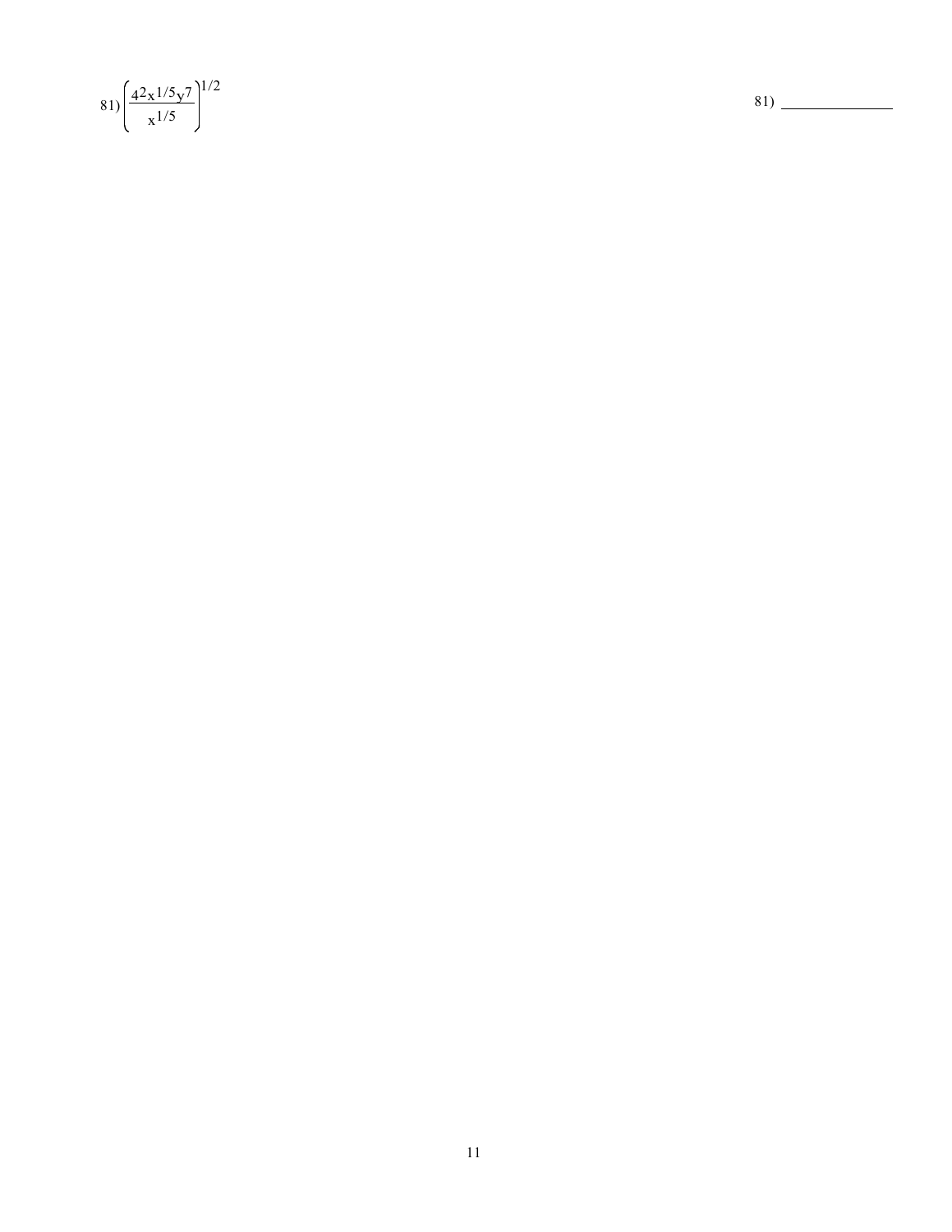81) $\left(\dfrac{4^2 x^{1/5} y^7}{x^{1/5}}\right)^{1/2}$

81) _______________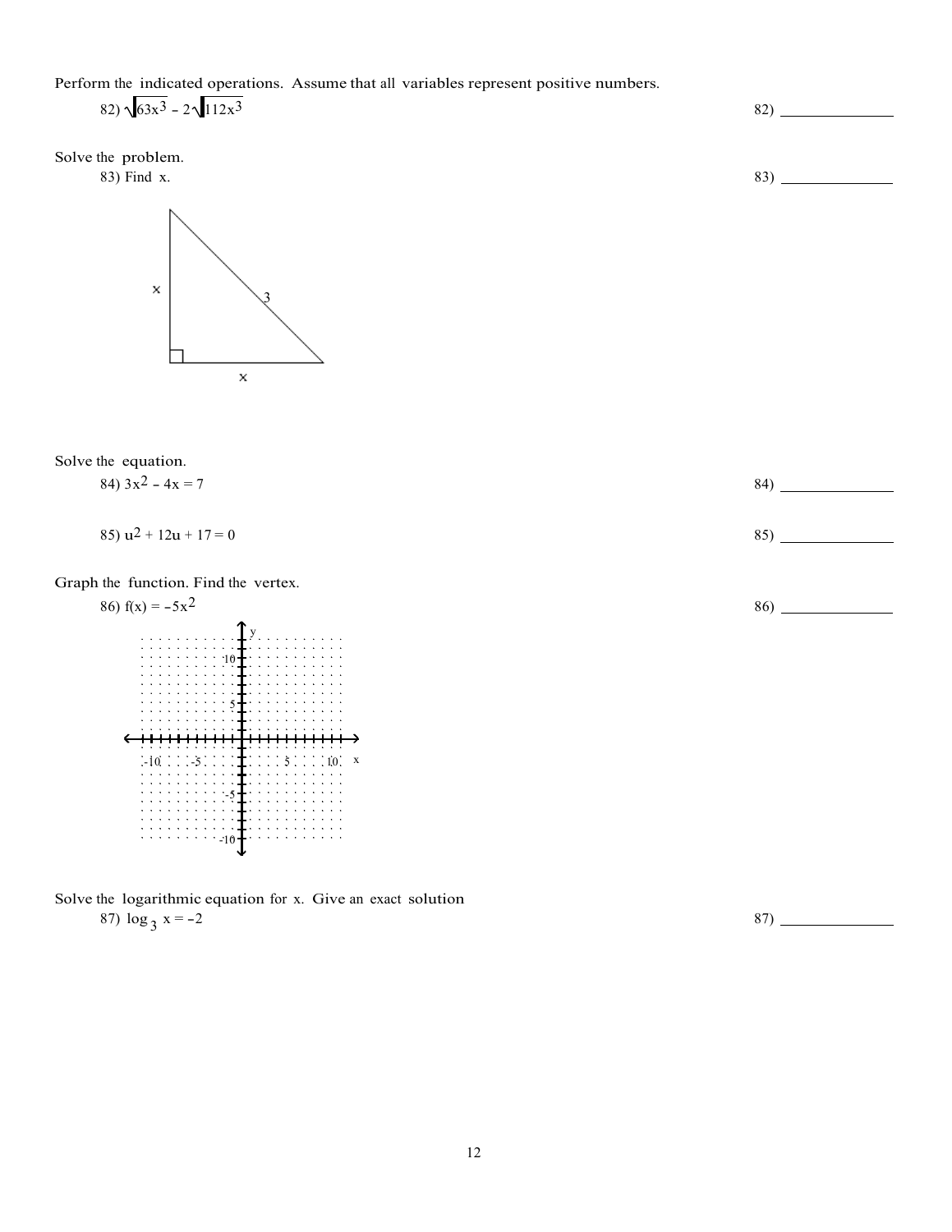Perform the indicated operations. Assume that all variables represent positive numbers.

82) $\sqrt{63x^3} - 2\sqrt{112x^3}$ 82) ______________

Solve the problem.

83) Find x. 83) ______________

x

3

x

Solve the equation.

84) $3x^2 - 4x = 7$ 84) ______________

85) $u^2 + 12u + 17 = 0$ 85) ______________

Graph the function. Find the vertex.

86) $f(x) = -5x^2$ 86) ______________

Solve the logarithmic equation for x. Give an exact solution

87) $\log_3 x = -2$ 87) ______________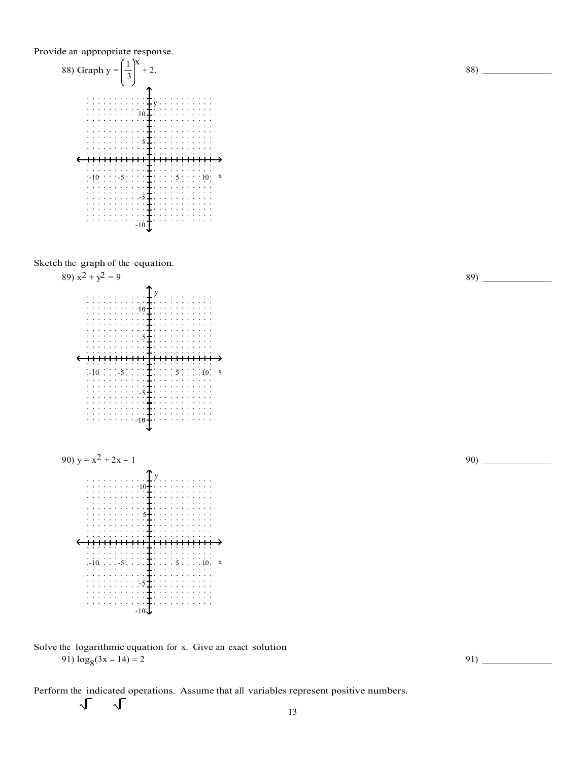Provide an appropriate response.

88) Graph $y = \left(\frac{1}{3}\right)^x + 2$.

88) \_\_\_\_\_\_\_\_\_\_\_\_\_

Sketch the graph of the equation.

89) $x^2 + y^2 = 9$

89) \_\_\_\_\_\_\_\_\_\_\_\_\_

90) $y = x^2 + 2x - 1$

90) \_\_\_\_\_\_\_\_\_\_\_\_\_

Solve the logarithmic equation for x. Give an exact solution

91) $\log_8(3x - 14) = 2$

91) \_\_\_\_\_\_\_\_\_\_\_\_\_

Perform the indicated operations. Assume that all variables represent positive numbers.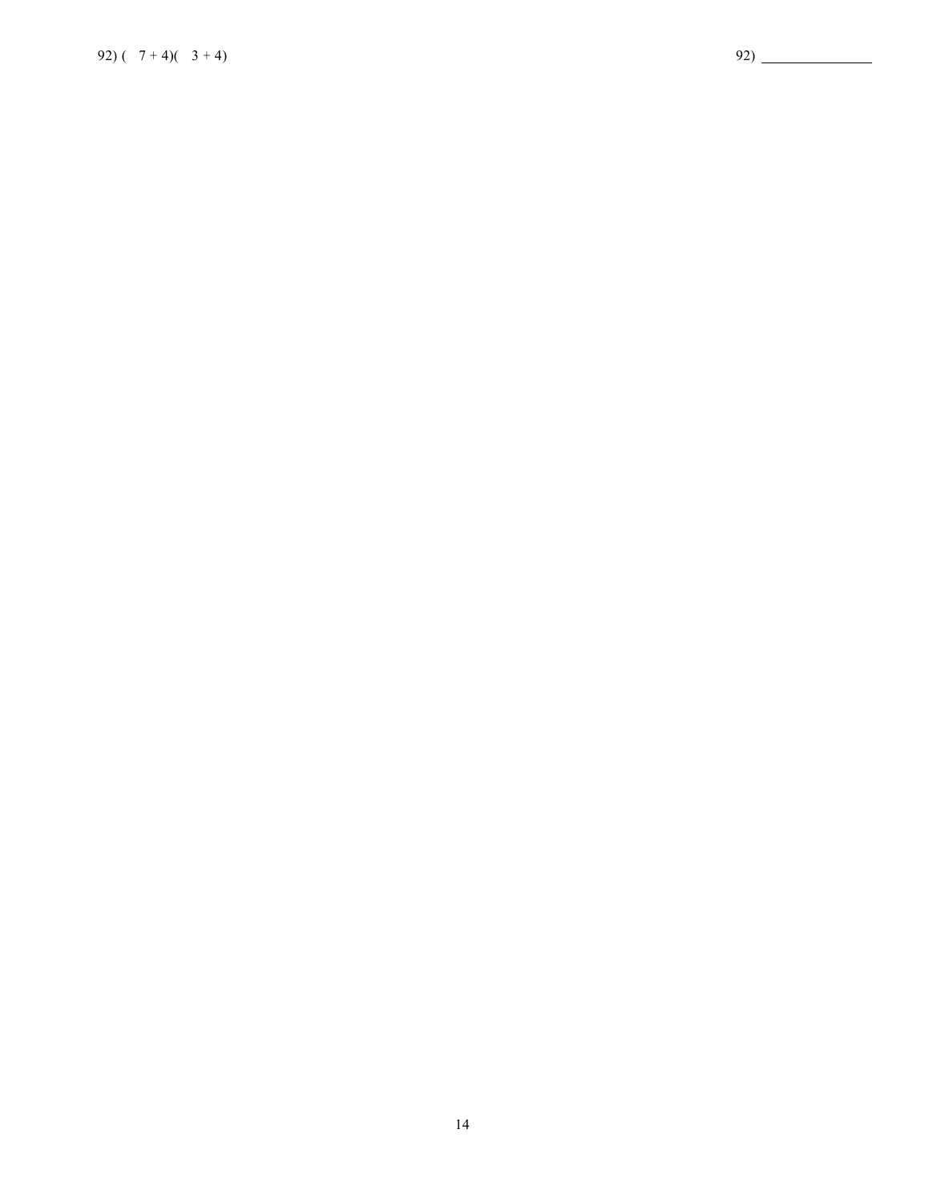92) ( 7 + 4)( 3 + 4)

92) _______________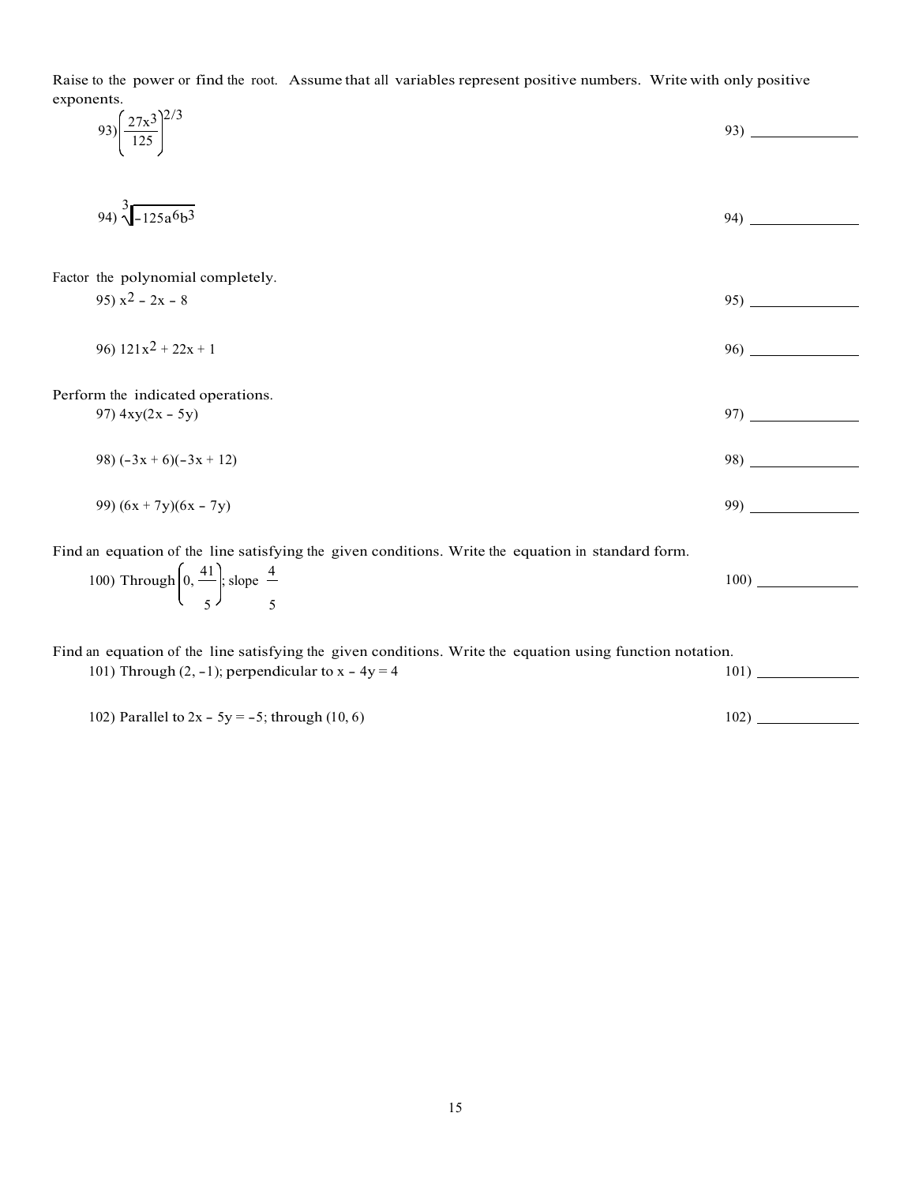Raise to the power or find the root. Assume that all variables represent positive numbers. Write with only positive exponents.

93) $\left(\dfrac{27x^3}{125}\right)^{2/3}$ 93) ______________

94) $\sqrt[3]{-125a^6b^3}$ 94) ______________

Factor the polynomial completely.

95) $x^2 - 2x - 8$ 95) ______________

96) $121x^2 + 22x + 1$ 96) ______________

Perform the indicated operations.

97) $4xy(2x - 5y)$ 97) ______________

98) $(-3x + 6)(-3x + 12)$ 98) ______________

99) $(6x + 7y)(6x - 7y)$ 99) ______________

Find an equation of the line satisfying the given conditions. Write the equation in standard form.

100) Through $\left(0, \dfrac{41}{5}\right)$; slope $\dfrac{4}{5}$ 100) ______________

Find an equation of the line satisfying the given conditions. Write the equation using function notation.

101) Through $(2, -1)$; perpendicular to $x - 4y = 4$ 101) ______________

102) Parallel to $2x - 5y = -5$; through $(10, 6)$ 102) ______________